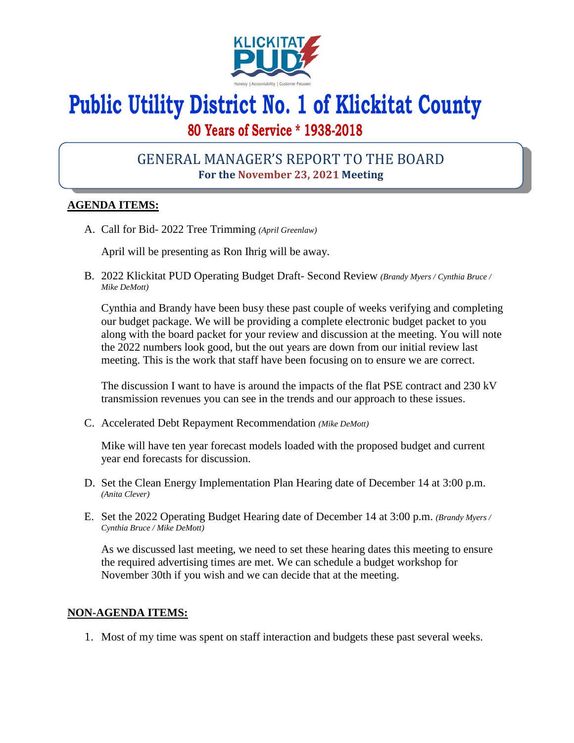# Public Utility District No. 1 of Klickitat County

## 80 Years of Service * 1938-2018

## GENERAL MANAGER'S REPORT TO THE BOARD

**For the November 23, 2021 Meeting**

**AGENDA ITEMS:**

A. Call for Bid- 2022 Tree Trimming *(April Greenlaw)*

   April will be presenting as Ron Ihrig will be away.

B. 2022 Klickitat PUD Operating Budget Draft- Second Review *(Brandy Myers / Cynthia Bruce / Mike DeMott)*

   Cynthia and Brandy have been busy these past couple of weeks verifying and completing our budget package. We will be providing a complete electronic budget packet to you along with the board packet for your review and discussion at the meeting. You will note the 2022 numbers look good, but the out years are down from our initial review last meeting. This is the work that staff have been focusing on to ensure we are correct.

   The discussion I want to have is around the impacts of the flat PSE contract and 230 kV transmission revenues you can see in the trends and our approach to these issues.

C. Accelerated Debt Repayment Recommendation *(Mike DeMott)*

   Mike will have ten year forecast models loaded with the proposed budget and current year end forecasts for discussion.

D. Set the Clean Energy Implementation Plan Hearing date of December 14 at 3:00 p.m. *(Anita Clever)*

E. Set the 2022 Operating Budget Hearing date of December 14 at 3:00 p.m. *(Brandy Myers / Cynthia Bruce / Mike DeMott)*

   As we discussed last meeting, we need to set these hearing dates this meeting to ensure the required advertising times are met. We can schedule a budget workshop for November 30th if you wish and we can decide that at the meeting.

**NON-AGENDA ITEMS:**

1. Most of my time was spent on staff interaction and budgets these past several weeks.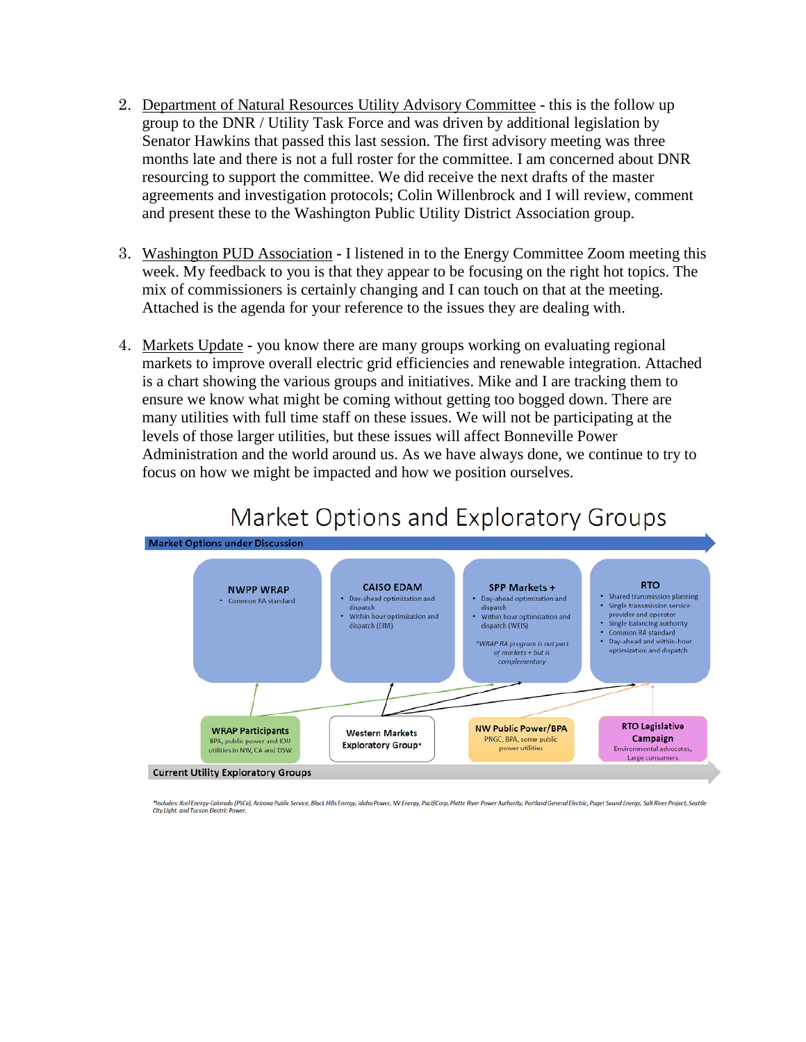2. Department of Natural Resources Utility Advisory Committee - this is the follow up group to the DNR / Utility Task Force and was driven by additional legislation by Senator Hawkins that passed this last session. The first advisory meeting was three months late and there is not a full roster for the committee. I am concerned about DNR resourcing to support the committee. We did receive the next drafts of the master agreements and investigation protocols; Colin Willenbrock and I will review, comment and present these to the Washington Public Utility District Association group.

3. Washington PUD Association - I listened in to the Energy Committee Zoom meeting this week. My feedback to you is that they appear to be focusing on the right hot topics. The mix of commissioners is certainly changing and I can touch on that at the meeting. Attached is the agenda for your reference to the issues they are dealing with.

4. Markets Update - you know there are many groups working on evaluating regional markets to improve overall electric grid efficiencies and renewable integration. Attached is a chart showing the various groups and initiatives. Mike and I are tracking them to ensure we know what might be coming without getting too bogged down. There are many utilities with full time staff on these issues. We will not be participating at the levels of those larger utilities, but these issues will affect Bonneville Power Administration and the world around us. As we have always done, we continue to try to focus on how we might be impacted and how we position ourselves.

## Market Options and Exploratory Groups

**Market Options under Discussion**

**NWPP WRAP**
- Common RA standard

**CAISO EDAM**
- Day-ahead optimization and dispatch
- Within hour optimization and dispatch (EIM)

**SPP Markets +**
- Day-ahead optimization and dispatch
- Within hour optimization and dispatch (WEIS)

*\*WRAP RA program is not part of markets + but is complementary*

**RTO**
- Shared transmission planning
- Single transmission service provider and operator
- Single balancing authority
- Common RA standard
- Day-ahead and within-hour optimization and dispatch

**Current Utility Exploratory Groups**

**WRAP Participants**
BPA, public power and IOU utilities in NW, CA and DSW

**Western Markets Exploratory Group\***

**NW Public Power/BPA**
PNGC, BPA, some public power utilities

**RTO Legislative Campaign**
Environmental advocates, Large consumers

*\*Includes: Xcel Energy-Colorado (PSCo), Arizona Public Service, Black Hills Energy, Idaho Power, NV Energy, PacifiCorp, Platte River Power Authority, Portland General Electric, Puget Sound Energy, Salt River Project, Seattle City Light, and Tucson Electric Power.*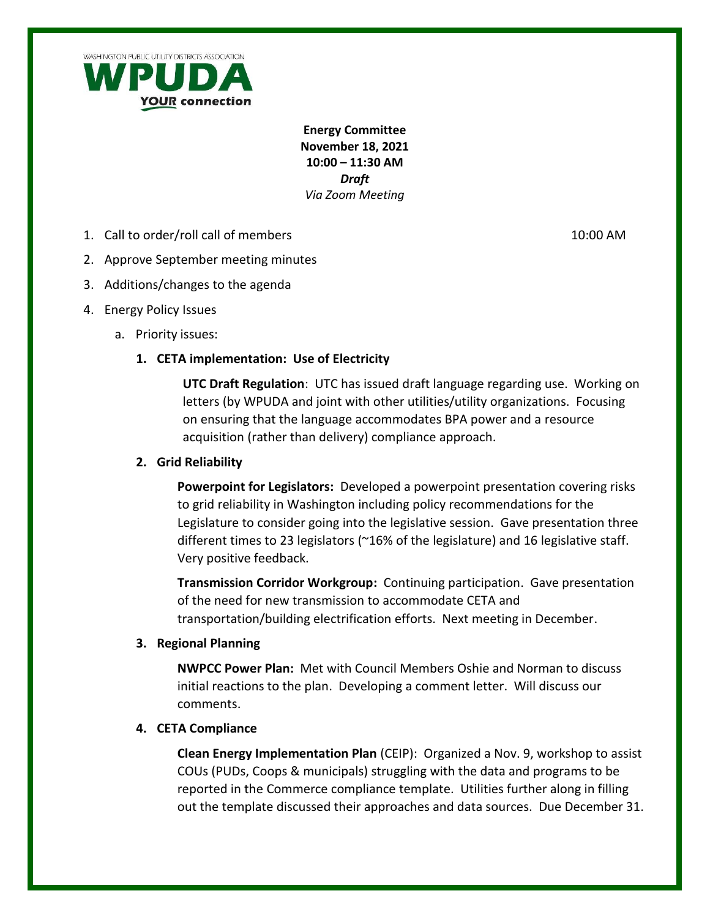WASHINGTON PUBLIC UTILITY DISTRICTS ASSOCIATION

**WPUDA**

**YOUR connection**

**Energy Committee**
**November 18, 2021**
**10:00 – 11:30 AM**
***Draft***
*Via Zoom Meeting*

1. Call to order/roll call of members 10:00 AM
2. Approve September meeting minutes
3. Additions/changes to the agenda
4. Energy Policy Issues
   a. Priority issues:

      **1. CETA implementation: Use of Electricity**

      **UTC Draft Regulation**: UTC has issued draft language regarding use. Working on letters (by WPUDA and joint with other utilities/utility organizations. Focusing on ensuring that the language accommodates BPA power and a resource acquisition (rather than delivery) compliance approach.

      **2. Grid Reliability**

      **Powerpoint for Legislators:** Developed a powerpoint presentation covering risks to grid reliability in Washington including policy recommendations for the Legislature to consider going into the legislative session. Gave presentation three different times to 23 legislators (~16% of the legislature) and 16 legislative staff. Very positive feedback.

      **Transmission Corridor Workgroup:** Continuing participation. Gave presentation of the need for new transmission to accommodate CETA and transportation/building electrification efforts. Next meeting in December.

      **3. Regional Planning**

      **NWPCC Power Plan:** Met with Council Members Oshie and Norman to discuss initial reactions to the plan. Developing a comment letter. Will discuss our comments.

      **4. CETA Compliance**

      **Clean Energy Implementation Plan** (CEIP): Organized a Nov. 9, workshop to assist COUs (PUDs, Coops & municipals) struggling with the data and programs to be reported in the Commerce compliance template. Utilities further along in filling out the template discussed their approaches and data sources. Due December 31.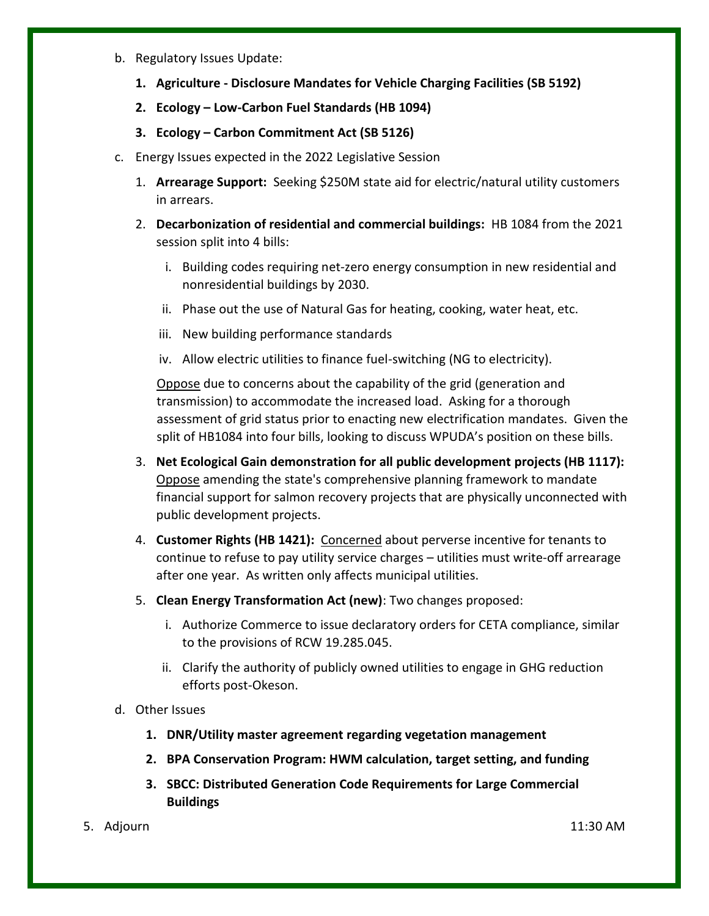b. Regulatory Issues Update:

   1. **Agriculture - Disclosure Mandates for Vehicle Charging Facilities (SB 5192)**
   2. **Ecology – Low-Carbon Fuel Standards (HB 1094)**
   3. **Ecology – Carbon Commitment Act (SB 5126)**

c. Energy Issues expected in the 2022 Legislative Session

   1. **Arrearage Support:** Seeking $250M state aid for electric/natural utility customers in arrears.
   2. **Decarbonization of residential and commercial buildings:** HB 1084 from the 2021 session split into 4 bills:

      i. Building codes requiring net-zero energy consumption in new residential and nonresidential buildings by 2030.

      ii. Phase out the use of Natural Gas for heating, cooking, water heat, etc.

      iii. New building performance standards

      iv. Allow electric utilities to finance fuel-switching (NG to electricity).

      <u>Oppose</u> due to concerns about the capability of the grid (generation and transmission) to accommodate the increased load. Asking for a thorough assessment of grid status prior to enacting new electrification mandates. Given the split of HB1084 into four bills, looking to discuss WPUDA's position on these bills.

   3. **Net Ecological Gain demonstration for all public development projects (HB 1117):** <u>Oppose</u> amending the state's comprehensive planning framework to mandate financial support for salmon recovery projects that are physically unconnected with public development projects.
   4. **Customer Rights (HB 1421):** <u>Concerned</u> about perverse incentive for tenants to continue to refuse to pay utility service charges – utilities must write-off arrearage after one year. As written only affects municipal utilities.
   5. **Clean Energy Transformation Act (new)**: Two changes proposed:

      i. Authorize Commerce to issue declaratory orders for CETA compliance, similar to the provisions of RCW 19.285.045.

      ii. Clarify the authority of publicly owned utilities to engage in GHG reduction efforts post-Okeson.

d. Other Issues

   1. **DNR/Utility master agreement regarding vegetation management**
   2. **BPA Conservation Program: HWM calculation, target setting, and funding**
   3. **SBCC: Distributed Generation Code Requirements for Large Commercial Buildings**

5. Adjourn — 11:30 AM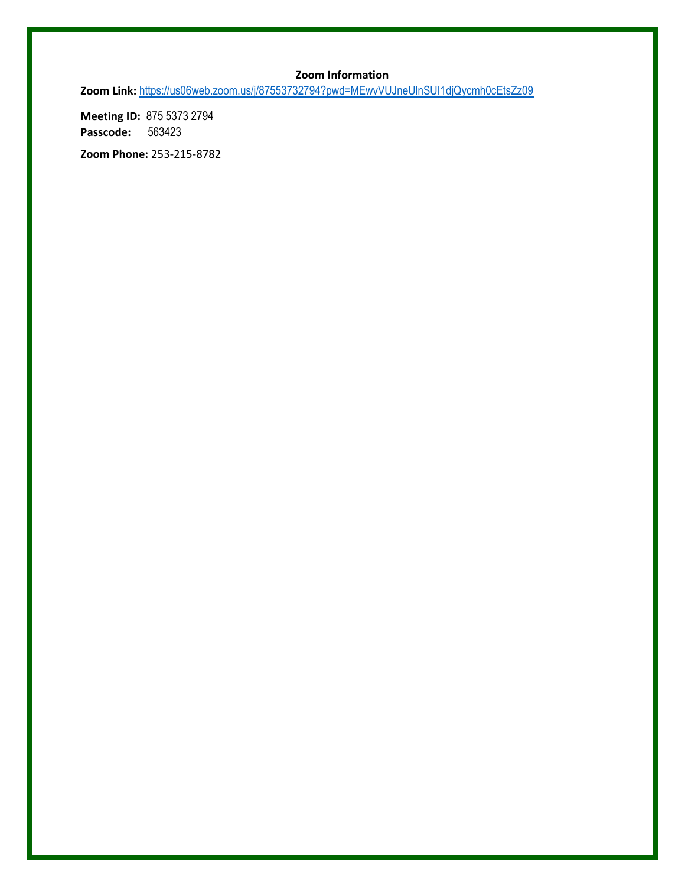**Zoom Information**

**Zoom Link:** https://us06web.zoom.us/j/87553732794?pwd=MEwvVUJneUlnSUI1djQycmh0cEtsZz09

**Meeting ID:** 875 5373 2794
**Passcode:** 563423

**Zoom Phone:** 253-215-8782